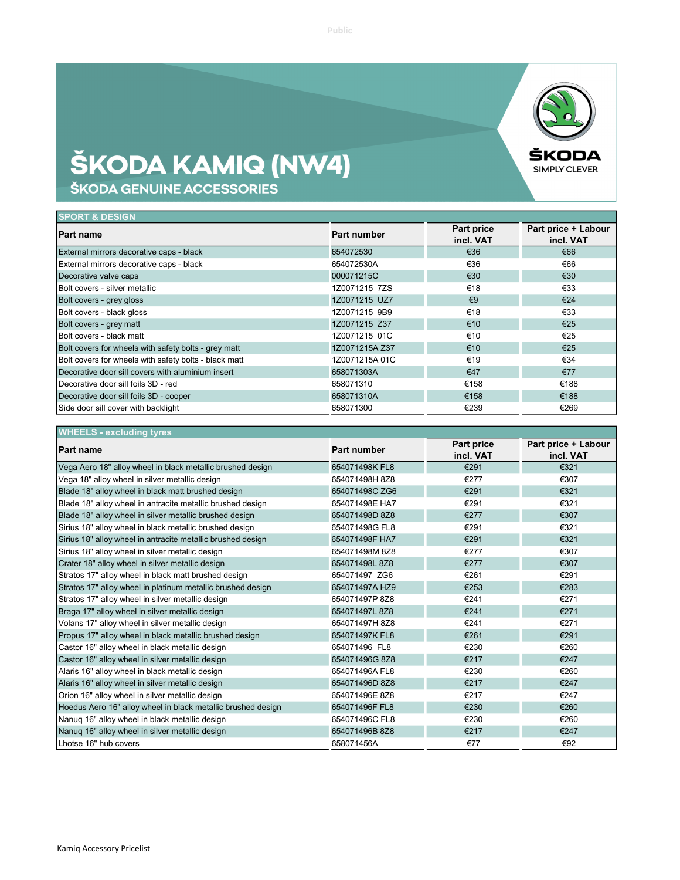# ŠKODA KAMIQ (NW4)

## ŠKODA GENUINE ACCESSORIES

ŠKODA SIMPLY CLEVER

| SPORT & DESIGN | | | |
|---|---|---|---|
| **Part name** | **Part number** | **Part price incl. VAT** | **Part price + Labour incl. VAT** |
| External mirrors decorative caps - black | 654072530 | €36 | €66 |
| External mirrors decorative caps - black | 654072530A | €36 | €66 |
| Decorative valve caps | 000071215C | €30 | €30 |
| Bolt covers - silver metallic | 1Z0071215 7ZS | €18 | €33 |
| Bolt covers - grey gloss | 1Z0071215 UZ7 | €9 | €24 |
| Bolt covers - black gloss | 1Z0071215 9B9 | €18 | €33 |
| Bolt covers - grey matt | 1Z0071215 Z37 | €10 | €25 |
| Bolt covers - black matt | 1Z0071215 01C | €10 | €25 |
| Bolt covers for wheels with safety bolts - grey matt | 1Z0071215A Z37 | €10 | €25 |
| Bolt covers for wheels with safety bolts - black matt | 1Z0071215A 01C | €19 | €34 |
| Decorative door sill covers with aluminium insert | 658071303A | €47 | €77 |
| Decorative door sill foils 3D - red | 658071310 | €158 | €188 |
| Decorative door sill foils 3D - cooper | 658071310A | €158 | €188 |
| Side door sill cover with backlight | 658071300 | €239 | €269 |

| WHEELS - excluding tyres | | | |
|---|---|---|---|
| **Part name** | **Part number** | **Part price incl. VAT** | **Part price + Labour incl. VAT** |
| Vega Aero 18" alloy wheel in black metallic brushed design | 654071498K FL8 | €291 | €321 |
| Vega 18" alloy wheel in silver metallic design | 654071498H 8Z8 | €277 | €307 |
| Blade 18" alloy wheel in black matt brushed design | 654071498C ZG6 | €291 | €321 |
| Blade 18" alloy wheel in antracite metallic brushed design | 654071498E HA7 | €291 | €321 |
| Blade 18" alloy wheel in silver metallic brushed design | 654071498D 8Z8 | €277 | €307 |
| Sirius 18" alloy wheel in black metallic brushed design | 654071498G FL8 | €291 | €321 |
| Sirius 18" alloy wheel in antracite metallic brushed design | 654071498F HA7 | €291 | €321 |
| Sirius 18" alloy wheel in silver metallic design | 654071498M 8Z8 | €277 | €307 |
| Crater 18" alloy wheel in silver metallic design | 654071498L 8Z8 | €277 | €307 |
| Stratos 17" alloy wheel in black matt brushed design | 654071497 ZG6 | €261 | €291 |
| Stratos 17" alloy wheel in platinum metallic brushed design | 654071497A HZ9 | €253 | €283 |
| Stratos 17" alloy wheel in silver metallic design | 654071497P 8Z8 | €241 | €271 |
| Braga 17" alloy wheel in silver metallic design | 654071497L 8Z8 | €241 | €271 |
| Volans 17" alloy wheel in silver metallic design | 654071497H 8Z8 | €241 | €271 |
| Propus 17" alloy wheel in black metallic brushed design | 654071497K FL8 | €261 | €291 |
| Castor 16" alloy wheel in black metallic design | 654071496 FL8 | €230 | €260 |
| Castor 16" alloy wheel in silver metallic design | 654071496G 8Z8 | €217 | €247 |
| Alaris 16" alloy wheel in black metallic design | 654071496A FL8 | €230 | €260 |
| Alaris 16" alloy wheel in silver metallic design | 654071496D 8Z8 | €217 | €247 |
| Orion 16" alloy wheel in silver metallic design | 654071496E 8Z8 | €217 | €247 |
| Hoedus Aero 16" alloy wheel in black metallic brushed design | 654071496F FL8 | €230 | €260 |
| Nanuq 16" alloy wheel in black metallic design | 654071496C FL8 | €230 | €260 |
| Nanuq 16" alloy wheel in silver metallic design | 654071496B 8Z8 | €217 | €247 |
| Lhotse 16" hub covers | 658071456A | €77 | €92 |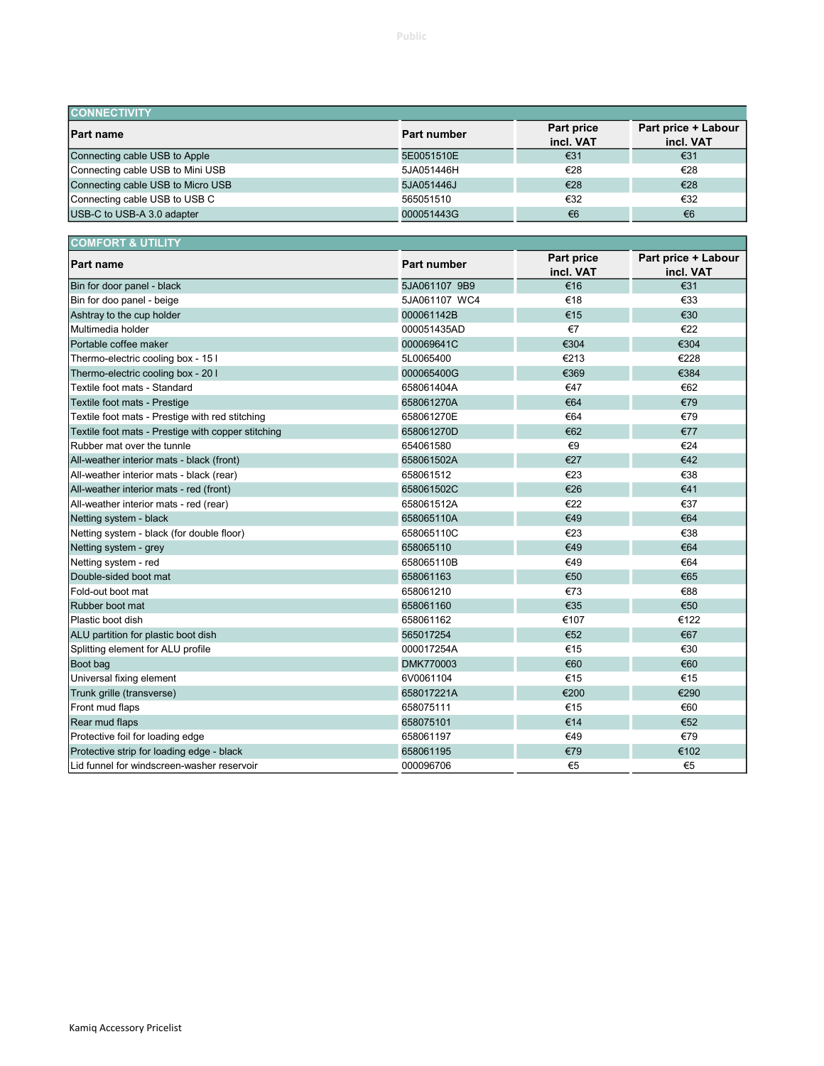## CONNECTIVITY

| Part name | Part number | Part price incl. VAT | Part price + Labour incl. VAT |
|---|---|---|---|
| Connecting cable USB to Apple | 5E0051510E | €31 | €31 |
| Connecting cable USB to Mini USB | 5JA051446H | €28 | €28 |
| Connecting cable USB to Micro USB | 5JA051446J | €28 | €28 |
| Connecting cable USB to USB C | 565051510 | €32 | €32 |
| USB-C to USB-A 3.0 adapter | 000051443G | €6 | €6 |

## COMFORT & UTILITY

| Part name | Part number | Part price incl. VAT | Part price + Labour incl. VAT |
|---|---|---|---|
| Bin for door panel - black | 5JA061107 9B9 | €16 | €31 |
| Bin for doo panel - beige | 5JA061107 WC4 | €18 | €33 |
| Ashtray to the cup holder | 000061142B | €15 | €30 |
| Multimedia holder | 000051435AD | €7 | €22 |
| Portable coffee maker | 000069641C | €304 | €304 |
| Thermo-electric cooling box - 15 l | 5L0065400 | €213 | €228 |
| Thermo-electric cooling box - 20 l | 000065400G | €369 | €384 |
| Textile foot mats - Standard | 658061404A | €47 | €62 |
| Textile foot mats - Prestige | 658061270A | €64 | €79 |
| Textile foot mats - Prestige with red stitching | 658061270E | €64 | €79 |
| Textile foot mats - Prestige with copper stitching | 658061270D | €62 | €77 |
| Rubber mat over the tunnle | 654061580 | €9 | €24 |
| All-weather interior mats - black (front) | 658061502A | €27 | €42 |
| All-weather interior mats - black (rear) | 658061512 | €23 | €38 |
| All-weather interior mats - red (front) | 658061502C | €26 | €41 |
| All-weather interior mats - red (rear) | 658061512A | €22 | €37 |
| Netting system - black | 658065110A | €49 | €64 |
| Netting system - black (for double floor) | 658065110C | €23 | €38 |
| Netting system - grey | 658065110 | €49 | €64 |
| Netting system - red | 658065110B | €49 | €64 |
| Double-sided boot mat | 658061163 | €50 | €65 |
| Fold-out boot mat | 658061210 | €73 | €88 |
| Rubber boot mat | 658061160 | €35 | €50 |
| Plastic boot dish | 658061162 | €107 | €122 |
| ALU partition for plastic boot dish | 565017254 | €52 | €67 |
| Splitting element for ALU profile | 000017254A | €15 | €30 |
| Boot bag | DMK770003 | €60 | €60 |
| Universal fixing element | 6V0061104 | €15 | €15 |
| Trunk grille (transverse) | 658017221A | €200 | €290 |
| Front mud flaps | 658075111 | €15 | €60 |
| Rear mud flaps | 658075101 | €14 | €52 |
| Protective foil for loading edge | 658061197 | €49 | €79 |
| Protective strip for loading edge - black | 658061195 | €79 | €102 |
| Lid funnel for windscreen-washer reservoir | 000096706 | €5 | €5 |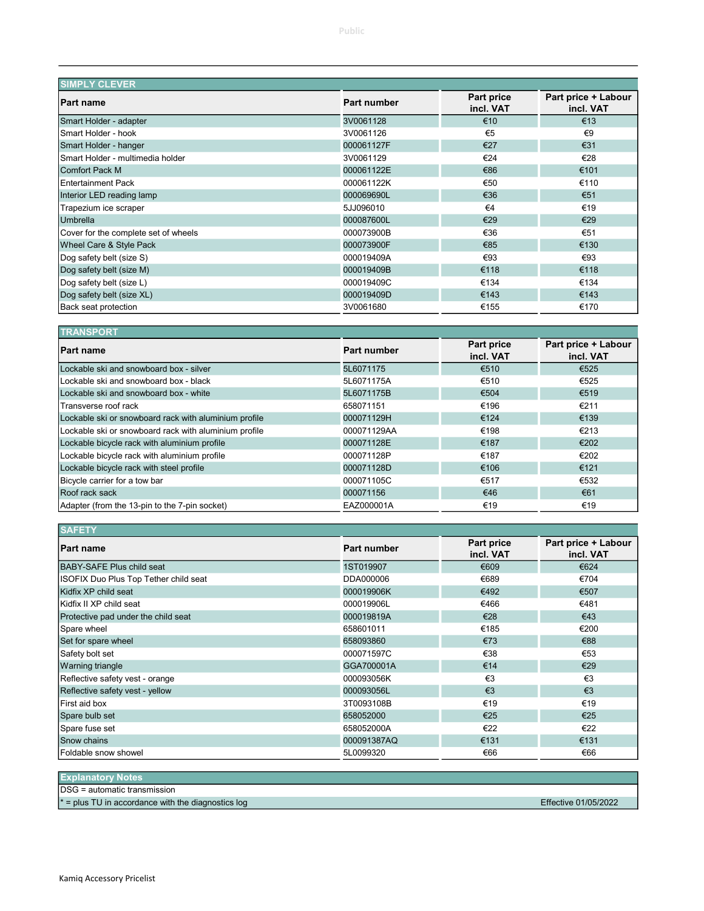## SIMPLY CLEVER

| Part name | Part number | Part price incl. VAT | Part price + Labour incl. VAT |
|---|---|---|---|
| Smart Holder - adapter | 3V0061128 | €10 | €13 |
| Smart Holder - hook | 3V0061126 | €5 | €9 |
| Smart Holder - hanger | 000061127F | €27 | €31 |
| Smart Holder - multimedia holder | 3V0061129 | €24 | €28 |
| Comfort Pack M | 000061122E | €86 | €101 |
| Entertainment Pack | 000061122K | €50 | €110 |
| Interior LED reading lamp | 000069690L | €36 | €51 |
| Trapezium ice scraper | 5JJ096010 | €4 | €19 |
| Umbrella | 000087600L | €29 | €29 |
| Cover for the complete set of wheels | 000073900B | €36 | €51 |
| Wheel Care & Style Pack | 000073900F | €85 | €130 |
| Dog safety belt (size S) | 000019409A | €93 | €93 |
| Dog safety belt (size M) | 000019409B | €118 | €118 |
| Dog safety belt (size L) | 000019409C | €134 | €134 |
| Dog safety belt (size XL) | 000019409D | €143 | €143 |
| Back seat protection | 3V0061680 | €155 | €170 |

## TRANSPORT

| Part name | Part number | Part price incl. VAT | Part price + Labour incl. VAT |
|---|---|---|---|
| Lockable ski and snowboard box - silver | 5L6071175 | €510 | €525 |
| Lockable ski and snowboard box - black | 5L6071175A | €510 | €525 |
| Lockable ski and snowboard box - white | 5L6071175B | €504 | €519 |
| Transverse roof rack | 658071151 | €196 | €211 |
| Lockable ski or snowboard rack with aluminium profile | 000071129H | €124 | €139 |
| Lockable ski or snowboard rack with aluminium profile | 000071129AA | €198 | €213 |
| Lockable bicycle rack with aluminium profile | 000071128E | €187 | €202 |
| Lockable bicycle rack with aluminium profile | 000071128P | €187 | €202 |
| Lockable bicycle rack with steel profile | 000071128D | €106 | €121 |
| Bicycle carrier for a tow bar | 000071105C | €517 | €532 |
| Roof rack sack | 000071156 | €46 | €61 |
| Adapter (from the 13-pin to the 7-pin socket) | EAZ000001A | €19 | €19 |

## SAFETY

| Part name | Part number | Part price incl. VAT | Part price + Labour incl. VAT |
|---|---|---|---|
| BABY-SAFE Plus child seat | 1ST019907 | €609 | €624 |
| ISOFIX Duo Plus Top Tether child seat | DDA000006 | €689 | €704 |
| Kidfix XP child seat | 000019906K | €492 | €507 |
| Kidfix II XP child seat | 000019906L | €466 | €481 |
| Protective pad under the child seat | 000019819A | €28 | €43 |
| Spare wheel | 658601011 | €185 | €200 |
| Set for spare wheel | 658093860 | €73 | €88 |
| Safety bolt set | 000071597C | €38 | €53 |
| Warning triangle | GGA700001A | €14 | €29 |
| Reflective safety vest - orange | 000093056K | €3 | €3 |
| Reflective safety vest - yellow | 000093056L | €3 | €3 |
| First aid box | 3T0093108B | €19 | €19 |
| Spare bulb set | 658052000 | €25 | €25 |
| Spare fuse set | 658052000A | €22 | €22 |
| Snow chains | 000091387AQ | €131 | €131 |
| Foldable snow showel | 5L0099320 | €66 | €66 |

## Explanatory Notes

DSG = automatic transmission

* = plus TU in accordance with the diagnostics log

Effective 01/05/2022